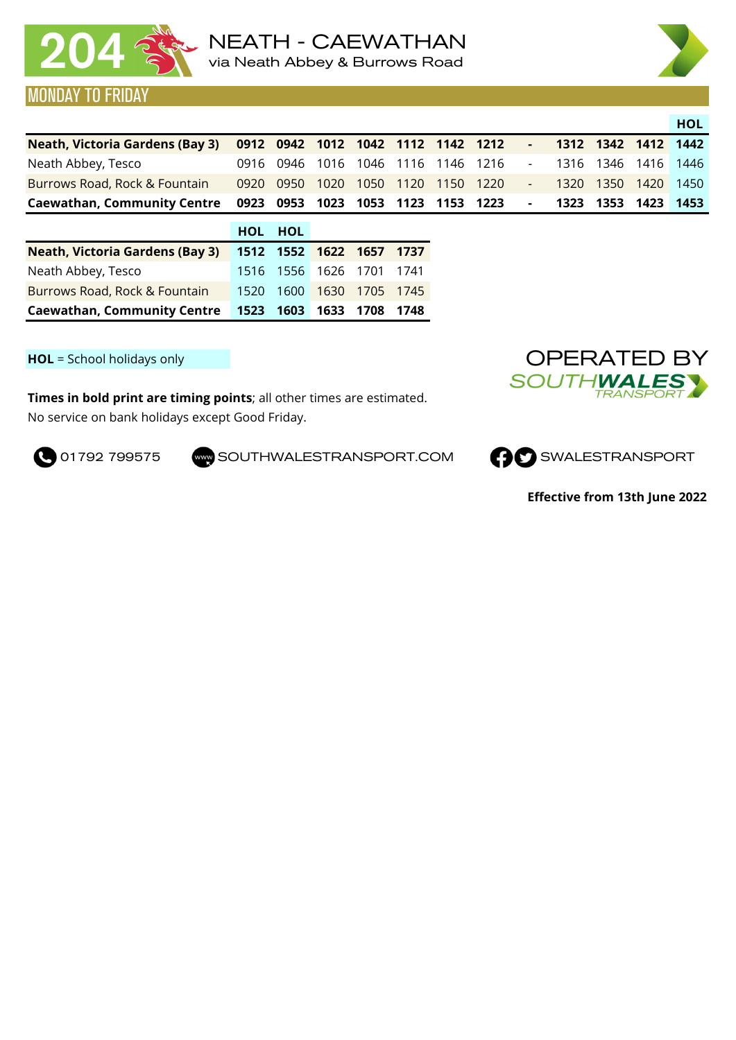# 204 NEATH - CAEWATHAN

via Neath Abbey & Burrows Road

## MONDAY TO FRIDAY

| | | | | | | | | | | | | HOL |
|---|---|---|---|---|---|---|---|---|---|---|---|---|
| **Neath, Victoria Gardens (Bay 3)** | **0912** | **0942** | **1012** | **1042** | **1112** | **1142** | **1212** | **-** | **1312** | **1342** | **1412** | **1442** |
| Neath Abbey, Tesco | 0916 | 0946 | 1016 | 1046 | 1116 | 1146 | 1216 | - | 1316 | 1346 | 1416 | 1446 |
| Burrows Road, Rock & Fountain | 0920 | 0950 | 1020 | 1050 | 1120 | 1150 | 1220 | - | 1320 | 1350 | 1420 | 1450 |
| **Caewathan, Community Centre** | **0923** | **0953** | **1023** | **1053** | **1123** | **1153** | **1223** | **-** | **1323** | **1353** | **1423** | **1453** |

| | HOL | HOL | | | |
|---|---|---|---|---|---|
| **Neath, Victoria Gardens (Bay 3)** | **1512** | **1552** | **1622** | **1657** | **1737** |
| Neath Abbey, Tesco | 1516 | 1556 | 1626 | 1701 | 1741 |
| Burrows Road, Rock & Fountain | 1520 | 1600 | 1630 | 1705 | 1745 |
| **Caewathan, Community Centre** | **1523** | **1603** | **1633** | **1708** | **1748** |

**HOL** = School holidays only

**Times in bold print are timing points**; all other times are estimated.
No service on bank holidays except Good Friday.

OPERATED BY SOUTHWALES TRANSPORT

01792 799575 SOUTHWALESTRANSPORT.COM SWALESTRANSPORT

**Effective from 13th June 2022**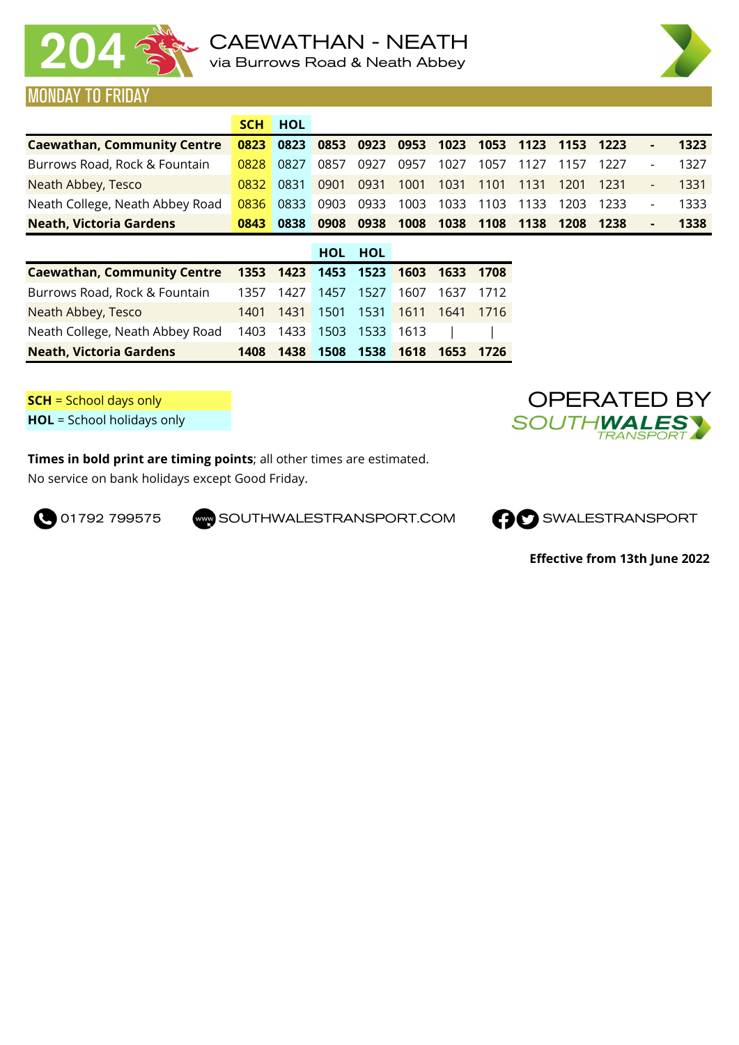# 204 CAEWATHAN - NEATH

via Burrows Road & Neath Abbey

## MONDAY TO FRIDAY

| | SCH | HOL | | | | | | | | | | |
|---|---|---|---|---|---|---|---|---|---|---|---|---|
| **Caewathan, Community Centre** | **0823** | **0823** | **0853** | **0923** | **0953** | **1023** | **1053** | **1123** | **1153** | **1223** | **-** | **1323** |
| Burrows Road, Rock & Fountain | 0828 | 0827 | 0857 | 0927 | 0957 | 1027 | 1057 | 1127 | 1157 | 1227 | - | 1327 |
| Neath Abbey, Tesco | 0832 | 0831 | 0901 | 0931 | 1001 | 1031 | 1101 | 1131 | 1201 | 1231 | - | 1331 |
| Neath College, Neath Abbey Road | 0836 | 0833 | 0903 | 0933 | 1003 | 1033 | 1103 | 1133 | 1203 | 1233 | - | 1333 |
| **Neath, Victoria Gardens** | **0843** | **0838** | **0908** | **0938** | **1008** | **1038** | **1108** | **1138** | **1208** | **1238** | **-** | **1338** |

| | | | HOL | HOL | | | |
|---|---|---|---|---|---|---|---|
| **Caewathan, Community Centre** | **1353** | **1423** | **1453** | **1523** | **1603** | **1633** | **1708** |
| Burrows Road, Rock & Fountain | 1357 | 1427 | 1457 | 1527 | 1607 | 1637 | 1712 |
| Neath Abbey, Tesco | 1401 | 1431 | 1501 | 1531 | 1611 | 1641 | 1716 |
| Neath College, Neath Abbey Road | 1403 | 1433 | 1503 | 1533 | 1613 | \| | \| |
| **Neath, Victoria Gardens** | **1408** | **1438** | **1508** | **1538** | **1618** | **1653** | **1726** |

**SCH** = School days only
**HOL** = School holidays only

OPERATED BY SOUTHWALES TRANSPORT

**Times in bold print are timing points**; all other times are estimated.
No service on bank holidays except Good Friday.

01792 799575 SOUTHWALESTRANSPORT.COM SWALESTRANSPORT

**Effective from 13th June 2022**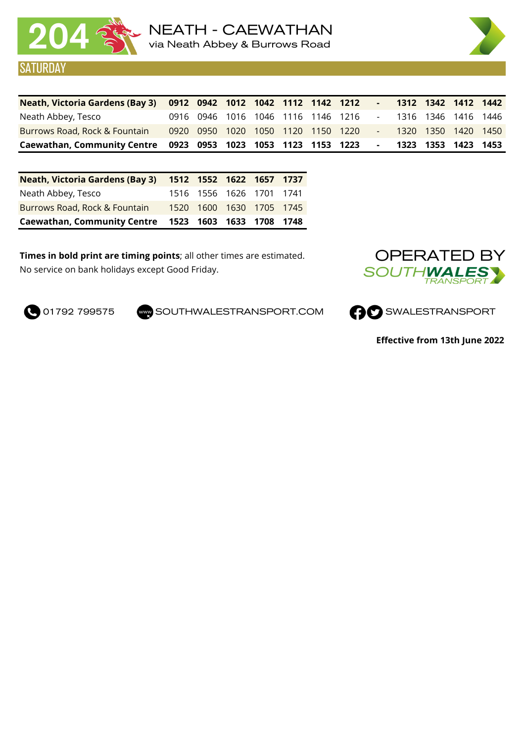# 204 NEATH - CAEWATHAN

via Neath Abbey & Burrows Road

## SATURDAY

| Neath, Victoria Gardens (Bay 3) | 0912 | 0942 | 1012 | 1042 | 1112 | 1142 | 1212 | - | 1312 | 1342 | 1412 | 1442 |
|---|---|---|---|---|---|---|---|---|---|---|---|---|
| Neath Abbey, Tesco | 0916 | 0946 | 1016 | 1046 | 1116 | 1146 | 1216 | - | 1316 | 1346 | 1416 | 1446 |
| Burrows Road, Rock & Fountain | 0920 | 0950 | 1020 | 1050 | 1120 | 1150 | 1220 | - | 1320 | 1350 | 1420 | 1450 |
| **Caewathan, Community Centre** | **0923** | **0953** | **1023** | **1053** | **1123** | **1153** | **1223** | **-** | **1323** | **1353** | **1423** | **1453** |

| Neath, Victoria Gardens (Bay 3) | 1512 | 1552 | 1622 | 1657 | 1737 |
|---|---|---|---|---|---|
| Neath Abbey, Tesco | 1516 | 1556 | 1626 | 1701 | 1741 |
| Burrows Road, Rock & Fountain | 1520 | 1600 | 1630 | 1705 | 1745 |
| **Caewathan, Community Centre** | **1523** | **1603** | **1633** | **1708** | **1748** |

**Times in bold print are timing points**; all other times are estimated.
No service on bank holidays except Good Friday.

OPERATED BY SOUTH WALES TRANSPORT

01792 799575 SOUTHWALESTRANSPORT.COM SWALESTRANSPORT

**Effective from 13th June 2022**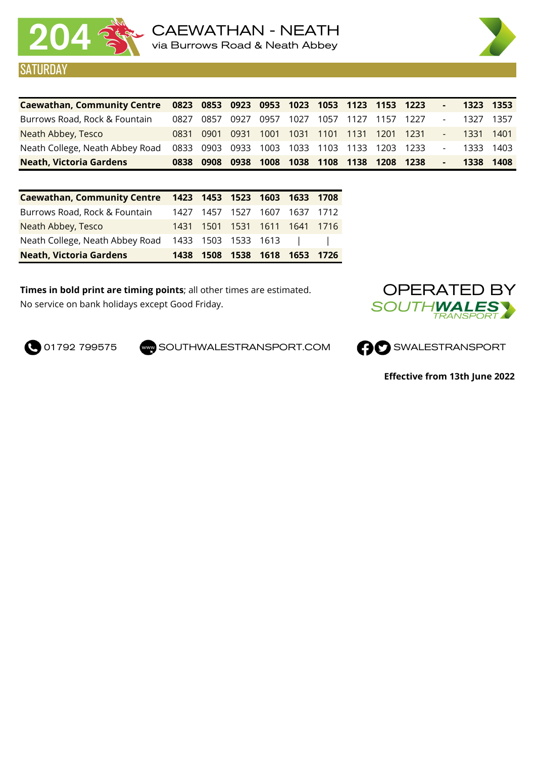# 204 CAEWATHAN - NEATH

via Burrows Road & Neath Abbey

## SATURDAY

| | | | | | | | | | | | |
|---|---|---|---|---|---|---|---|---|---|---|---|
| **Caewathan, Community Centre** | **0823** | **0853** | **0923** | **0953** | **1023** | **1053** | **1123** | **1153** | **1223** | **-** | **1323** | **1353** |
| Burrows Road, Rock & Fountain | 0827 | 0857 | 0927 | 0957 | 1027 | 1057 | 1127 | 1157 | 1227 | - | 1327 | 1357 |
| Neath Abbey, Tesco | 0831 | 0901 | 0931 | 1001 | 1031 | 1101 | 1131 | 1201 | 1231 | - | 1331 | 1401 |
| Neath College, Neath Abbey Road | 0833 | 0903 | 0933 | 1003 | 1033 | 1103 | 1133 | 1203 | 1233 | - | 1333 | 1403 |
| **Neath, Victoria Gardens** | **0838** | **0908** | **0938** | **1008** | **1038** | **1108** | **1138** | **1208** | **1238** | **-** | **1338** | **1408** |

| | | | | | | |
|---|---|---|---|---|---|---|
| **Caewathan, Community Centre** | **1423** | **1453** | **1523** | **1603** | **1633** | **1708** |
| Burrows Road, Rock & Fountain | 1427 | 1457 | 1527 | 1607 | 1637 | 1712 |
| Neath Abbey, Tesco | 1431 | 1501 | 1531 | 1611 | 1641 | 1716 |
| Neath College, Neath Abbey Road | 1433 | 1503 | 1533 | 1613 | \| | \| |
| **Neath, Victoria Gardens** | **1438** | **1508** | **1538** | **1618** | **1653** | **1726** |

**Times in bold print are timing points**; all other times are estimated.
No service on bank holidays except Good Friday.

OPERATED BY SOUTHWALES TRANSPORT

01792 799575 SOUTHWALESTRANSPORT.COM SWALESTRANSPORT

**Effective from 13th June 2022**